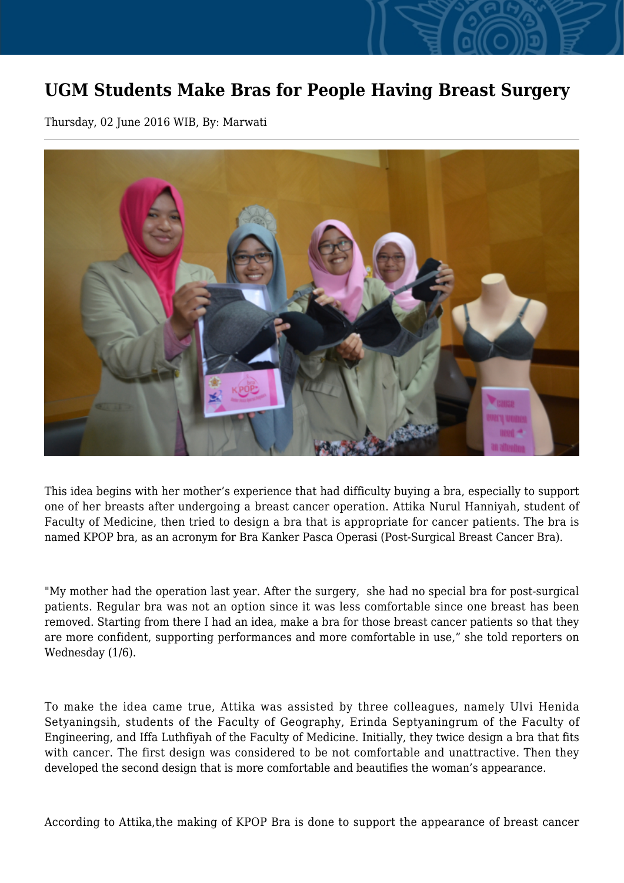# UGM Students Make Bras for People Having Breast Surgery

Thursday, 02 June 2016 WIB, By: Marwati

This idea begins with her mother's experience that had difficulty buying a bra, especially to support one of her breasts after undergoing a breast cancer operation. Attika Nurul Hanniyah, student of Faculty of Medicine, then tried to design a bra that is appropriate for cancer patients. The bra is named KPOP bra, as an acronym for Bra Kanker Pasca Operasi (Post-Surgical Breast Cancer Bra).

"My mother had the operation last year. After the surgery, she had no special bra for post-surgical patients. Regular bra was not an option since it was less comfortable since one breast has been removed. Starting from there I had an idea, make a bra for those breast cancer patients so that they are more confident, supporting performances and more comfortable in use," she told reporters on Wednesday (1/6).

To make the idea came true, Attika was assisted by three colleagues, namely Ulvi Henida Setyaningsih, students of the Faculty of Geography, Erinda Septyaningrum of the Faculty of Engineering, and Iffa Luthfiyah of the Faculty of Medicine. Initially, they twice design a bra that fits with cancer. The first design was considered to be not comfortable and unattractive. Then they developed the second design that is more comfortable and beautifies the woman's appearance.

According to Attika,the making of KPOP Bra is done to support the appearance of breast cancer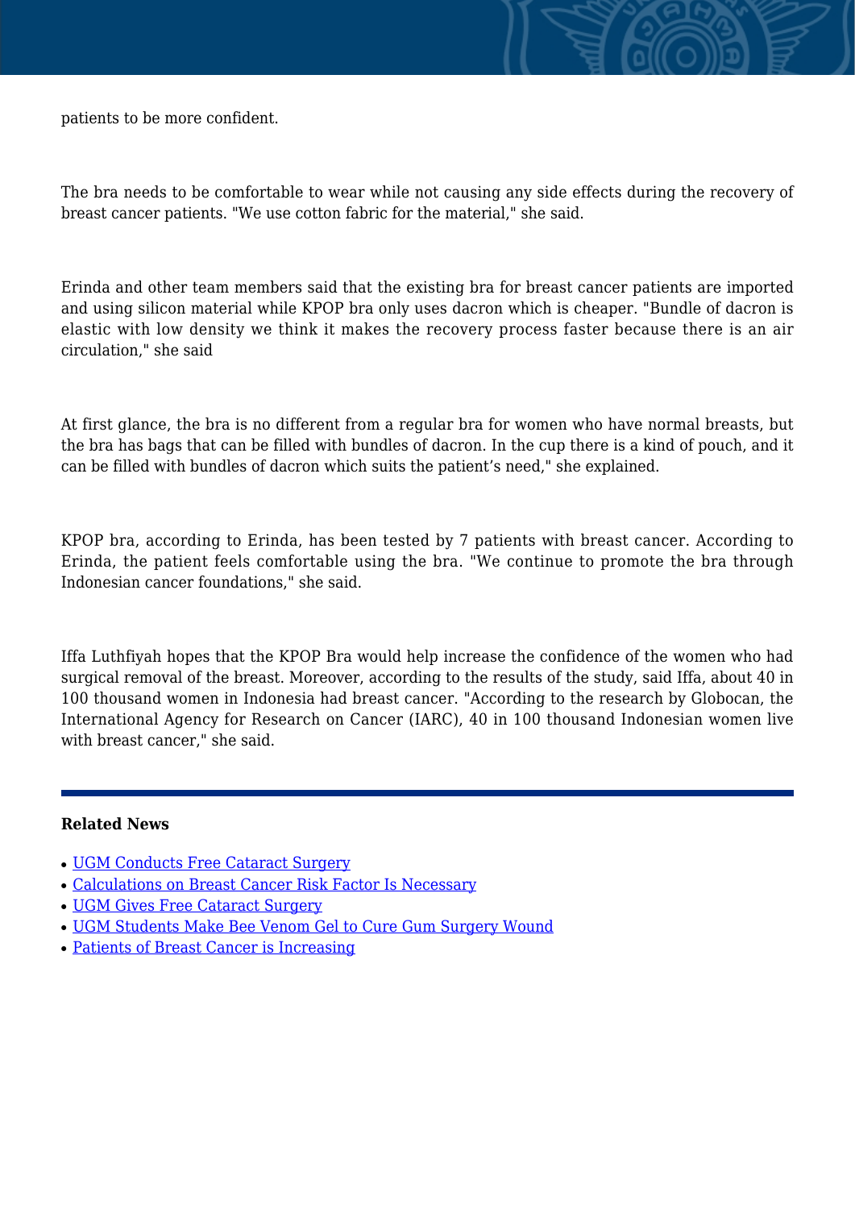patients to be more confident.

The bra needs to be comfortable to wear while not causing any side effects during the recovery of breast cancer patients. "We use cotton fabric for the material," she said.

Erinda and other team members said that the existing bra for breast cancer patients are imported and using silicon material while KPOP bra only uses dacron which is cheaper. "Bundle of dacron is elastic with low density we think it makes the recovery process faster because there is an air circulation," she said

At first glance, the bra is no different from a regular bra for women who have normal breasts, but the bra has bags that can be filled with bundles of dacron. In the cup there is a kind of pouch, and it can be filled with bundles of dacron which suits the patient’s need," she explained.

KPOP bra, according to Erinda, has been tested by 7 patients with breast cancer. According to Erinda, the patient feels comfortable using the bra. "We continue to promote the bra through Indonesian cancer foundations," she said.

Iffa Luthfiyah hopes that the KPOP Bra would help increase the confidence of the women who had surgical removal of the breast. Moreover, according to the results of the study, said Iffa, about 40 in 100 thousand women in Indonesia had breast cancer. "According to the research by Globocan, the International Agency for Research on Cancer (IARC), 40 in 100 thousand Indonesian women live with breast cancer," she said.

---

**Related News**

- UGM Conducts Free Cataract Surgery
- Calculations on Breast Cancer Risk Factor Is Necessary
- UGM Gives Free Cataract Surgery
- UGM Students Make Bee Venom Gel to Cure Gum Surgery Wound
- Patients of Breast Cancer is Increasing